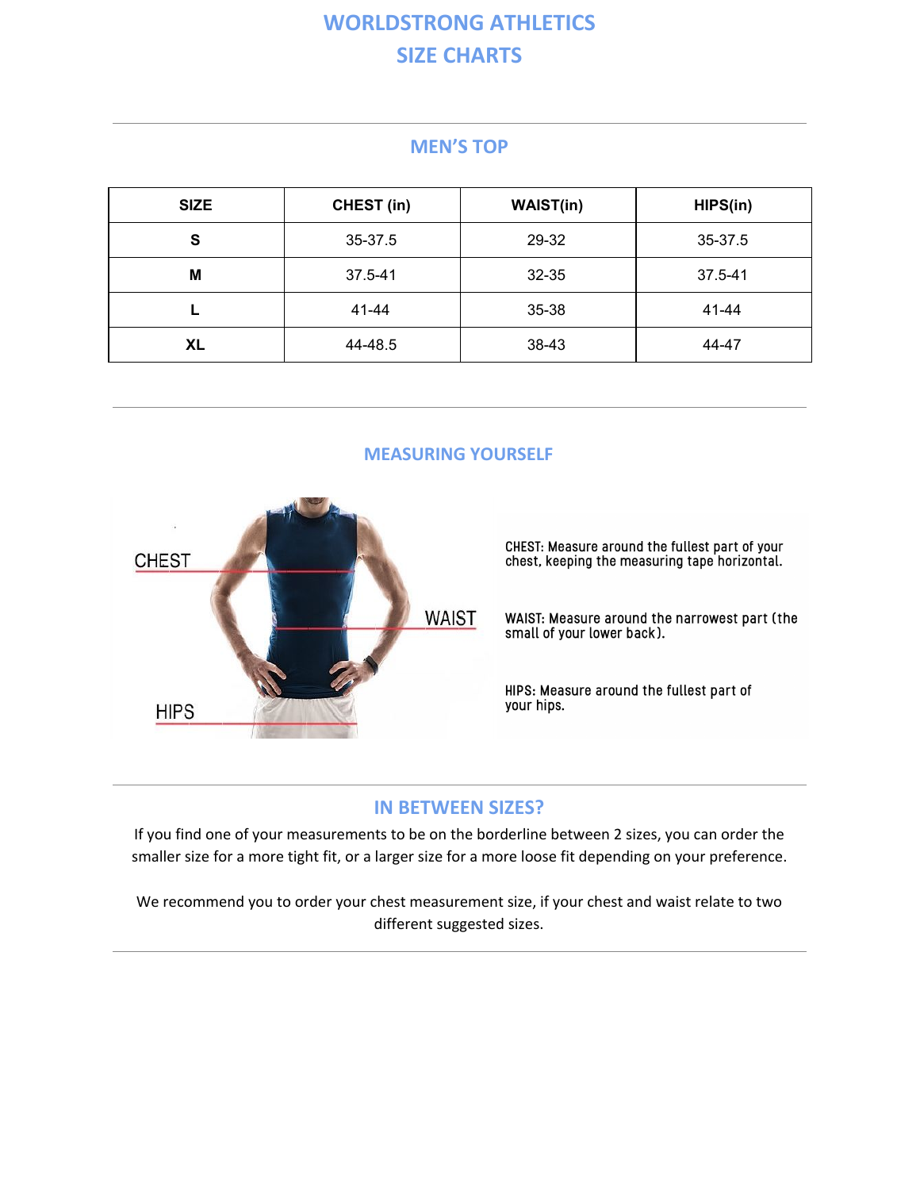# WORLDSTRONG ATHLETICS
# SIZE CHARTS

## MEN'S TOP

| SIZE | CHEST (in) | WAIST(in) | HIPS(in) |
|---|---|---|---|
| **S** | 35-37.5 | 29-32 | 35-37.5 |
| **M** | 37.5-41 | 32-35 | 37.5-41 |
| **L** | 41-44 | 35-38 | 41-44 |
| **XL** | 44-48.5 | 38-43 | 44-47 |

## MEASURING YOURSELF

CHEST

WAIST

HIPS

CHEST: Measure around the fullest part of your chest, keeping the measuring tape horizontal.

WAIST: Measure around the narrowest part (the small of your lower back).

HIPS: Measure around the fullest part of your hips.

## IN BETWEEN SIZES?

If you find one of your measurements to be on the borderline between 2 sizes, you can order the smaller size for a more tight fit, or a larger size for a more loose fit depending on your preference.

We recommend you to order your chest measurement size, if your chest and waist relate to two different suggested sizes.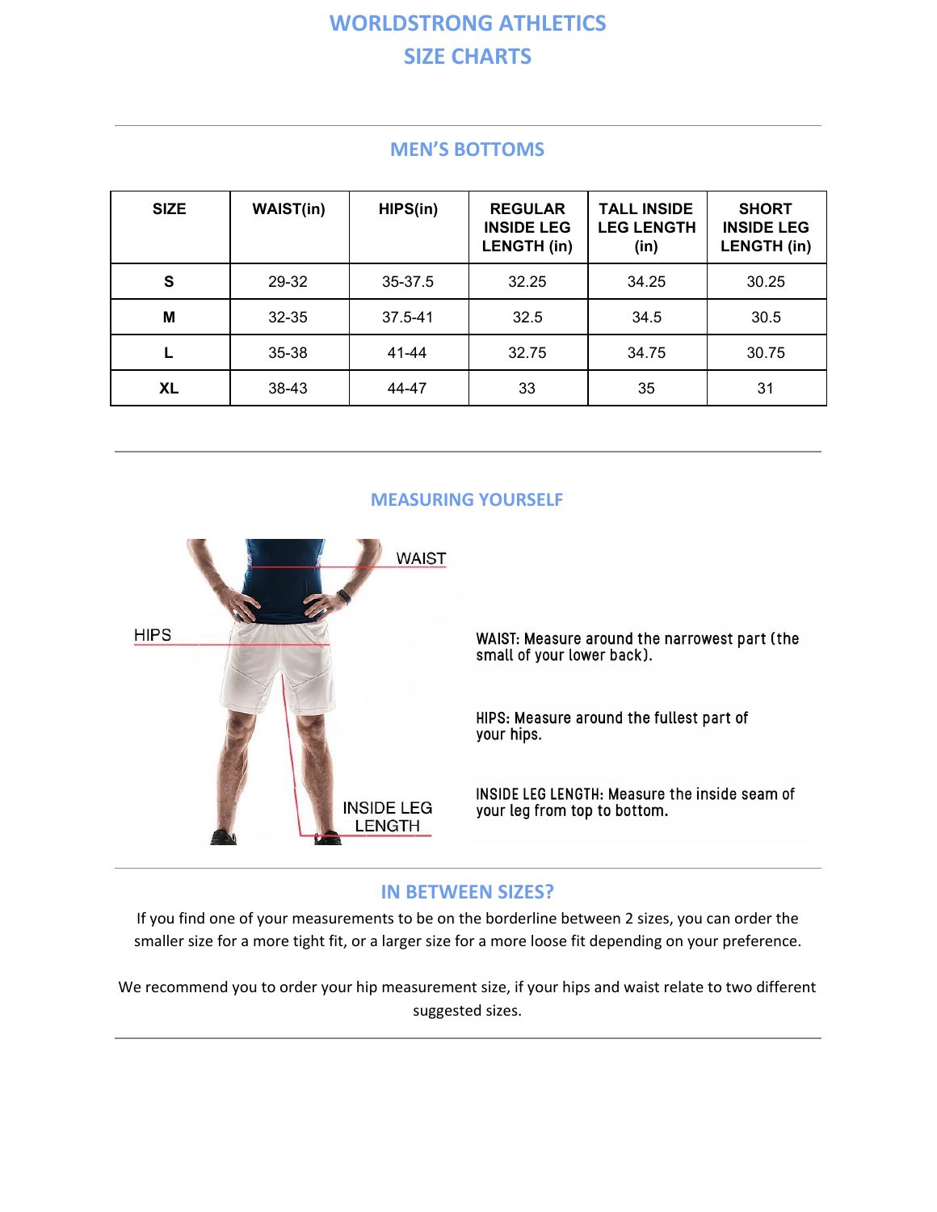# WORLDSTRONG ATHLETICS
# SIZE CHARTS

## MEN'S BOTTOMS

| SIZE | WAIST(in) | HIPS(in) | REGULAR INSIDE LEG LENGTH (in) | TALL INSIDE LEG LENGTH (in) | SHORT INSIDE LEG LENGTH (in) |
|---|---|---|---|---|---|
| **S** | 29-32 | 35-37.5 | 32.25 | 34.25 | 30.25 |
| **M** | 32-35 | 37.5-41 | 32.5 | 34.5 | 30.5 |
| **L** | 35-38 | 41-44 | 32.75 | 34.75 | 30.75 |
| **XL** | 38-43 | 44-47 | 33 | 35 | 31 |

## MEASURING YOURSELF

WAIST

HIPS

INSIDE LEG LENGTH

WAIST: Measure around the narrowest part (the small of your lower back).

HIPS: Measure around the fullest part of your hips.

INSIDE LEG LENGTH: Measure the inside seam of your leg from top to bottom.

## IN BETWEEN SIZES?

If you find one of your measurements to be on the borderline between 2 sizes, you can order the smaller size for a more tight fit, or a larger size for a more loose fit depending on your preference.

We recommend you to order your hip measurement size, if your hips and waist relate to two different suggested sizes.